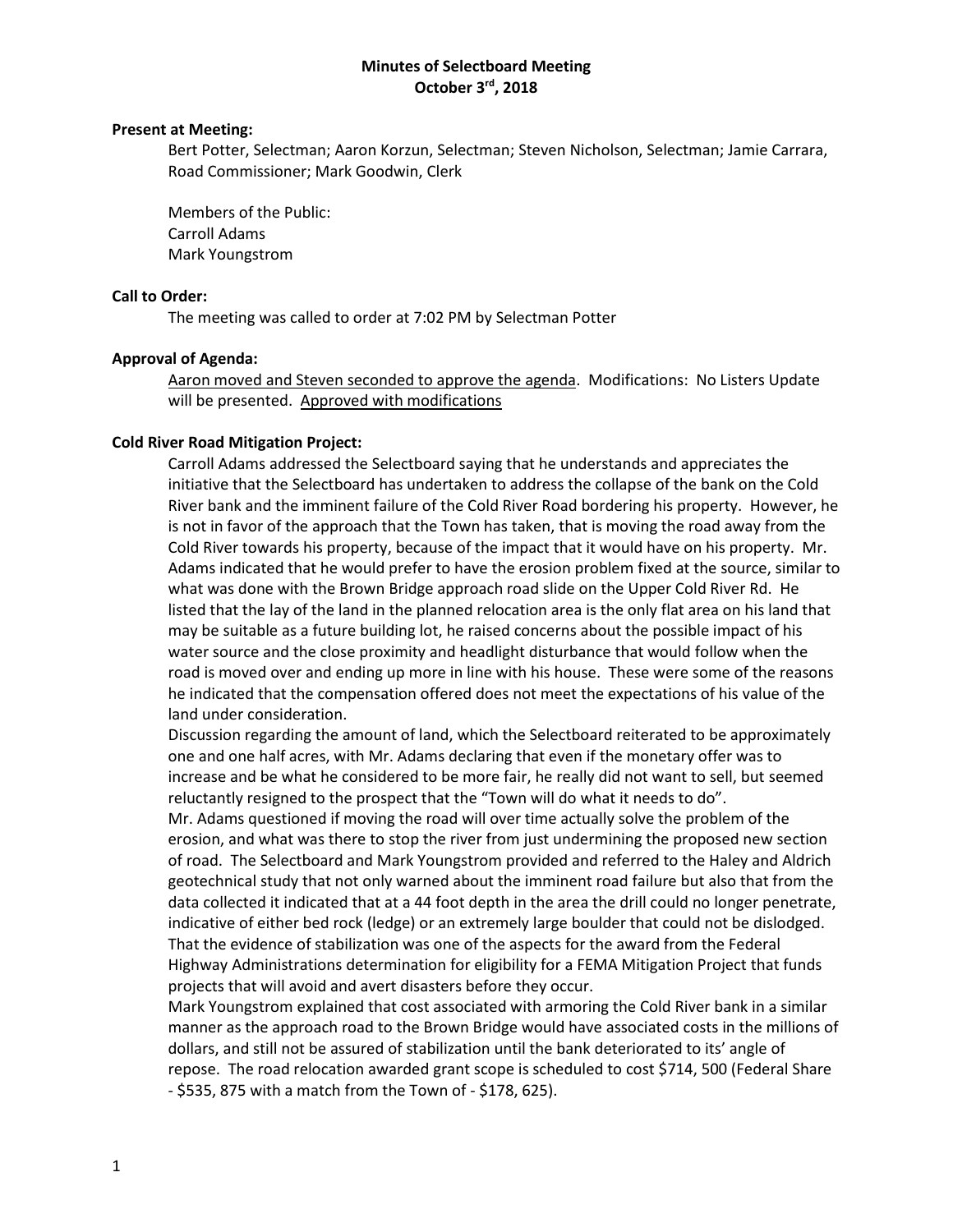# Minutes of Selectboard Meeting
## October 3rd, 2018

**Present at Meeting:**

Bert Potter, Selectman; Aaron Korzun, Selectman; Steven Nicholson, Selectman; Jamie Carrara, Road Commissioner; Mark Goodwin, Clerk

Members of the Public:
Carroll Adams
Mark Youngstrom

**Call to Order:**

The meeting was called to order at 7:02 PM by Selectman Potter

**Approval of Agenda:**

Aaron moved and Steven seconded to approve the agenda. Modifications: No Listers Update will be presented. Approved with modifications

**Cold River Road Mitigation Project:**

Carroll Adams addressed the Selectboard saying that he understands and appreciates the initiative that the Selectboard has undertaken to address the collapse of the bank on the Cold River bank and the imminent failure of the Cold River Road bordering his property. However, he is not in favor of the approach that the Town has taken, that is moving the road away from the Cold River towards his property, because of the impact that it would have on his property. Mr. Adams indicated that he would prefer to have the erosion problem fixed at the source, similar to what was done with the Brown Bridge approach road slide on the Upper Cold River Rd. He listed that the lay of the land in the planned relocation area is the only flat area on his land that may be suitable as a future building lot, he raised concerns about the possible impact of his water source and the close proximity and headlight disturbance that would follow when the road is moved over and ending up more in line with his house. These were some of the reasons he indicated that the compensation offered does not meet the expectations of his value of the land under consideration.

Discussion regarding the amount of land, which the Selectboard reiterated to be approximately one and one half acres, with Mr. Adams declaring that even if the monetary offer was to increase and be what he considered to be more fair, he really did not want to sell, but seemed reluctantly resigned to the prospect that the "Town will do what it needs to do".

Mr. Adams questioned if moving the road will over time actually solve the problem of the erosion, and what was there to stop the river from just undermining the proposed new section of road. The Selectboard and Mark Youngstrom provided and referred to the Haley and Aldrich geotechnical study that not only warned about the imminent road failure but also that from the data collected it indicated that at a 44 foot depth in the area the drill could no longer penetrate, indicative of either bed rock (ledge) or an extremely large boulder that could not be dislodged. That the evidence of stabilization was one of the aspects for the award from the Federal Highway Administrations determination for eligibility for a FEMA Mitigation Project that funds projects that will avoid and avert disasters before they occur.

Mark Youngstrom explained that cost associated with armoring the Cold River bank in a similar manner as the approach road to the Brown Bridge would have associated costs in the millions of dollars, and still not be assured of stabilization until the bank deteriorated to its' angle of repose. The road relocation awarded grant scope is scheduled to cost $714, 500 (Federal Share - $535, 875 with a match from the Town of - $178, 625).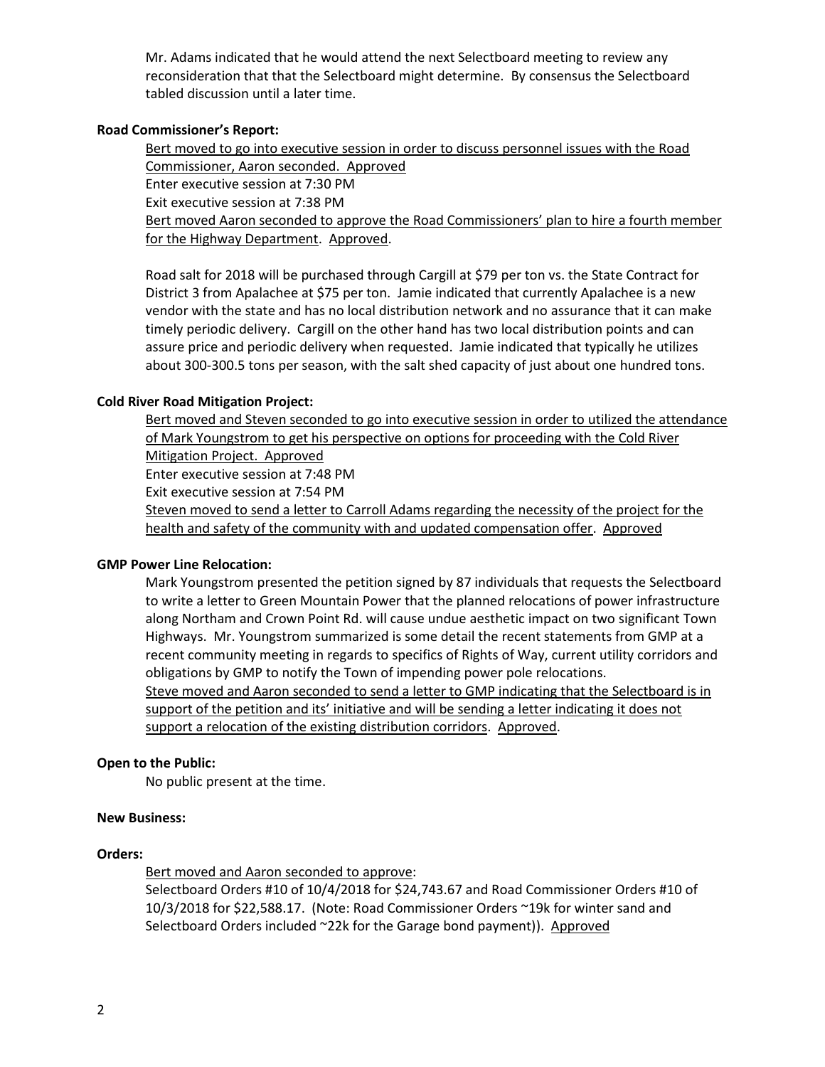Mr. Adams indicated that he would attend the next Selectboard meeting to review any reconsideration that that the Selectboard might determine. By consensus the Selectboard tabled discussion until a later time.

**Road Commissioner's Report:**

<u>Bert moved to go into executive session in order to discuss personnel issues with the Road Commissioner, Aaron seconded. Approved</u>
Enter executive session at 7:30 PM
Exit executive session at 7:38 PM
<u>Bert moved Aaron seconded to approve the Road Commissioners' plan to hire a fourth member for the Highway Department</u>. <u>Approved</u>.

Road salt for 2018 will be purchased through Cargill at $79 per ton vs. the State Contract for District 3 from Apalachee at $75 per ton. Jamie indicated that currently Apalachee is a new vendor with the state and has no local distribution network and no assurance that it can make timely periodic delivery. Cargill on the other hand has two local distribution points and can assure price and periodic delivery when requested. Jamie indicated that typically he utilizes about 300-300.5 tons per season, with the salt shed capacity of just about one hundred tons.

**Cold River Road Mitigation Project:**

<u>Bert moved and Steven seconded to go into executive session in order to utilized the attendance of Mark Youngstrom to get his perspective on options for proceeding with the Cold River Mitigation Project. Approved</u>
Enter executive session at 7:48 PM
Exit executive session at 7:54 PM
<u>Steven moved to send a letter to Carroll Adams regarding the necessity of the project for the health and safety of the community with and updated compensation offer</u>. <u>Approved</u>

**GMP Power Line Relocation:**

Mark Youngstrom presented the petition signed by 87 individuals that requests the Selectboard to write a letter to Green Mountain Power that the planned relocations of power infrastructure along Northam and Crown Point Rd. will cause undue aesthetic impact on two significant Town Highways. Mr. Youngstrom summarized is some detail the recent statements from GMP at a recent community meeting in regards to specifics of Rights of Way, current utility corridors and obligations by GMP to notify the Town of impending power pole relocations.
<u>Steve moved and Aaron seconded to send a letter to GMP indicating that the Selectboard is in support of the petition and its' initiative and will be sending a letter indicating it does not support a relocation of the existing distribution corridors</u>. <u>Approved</u>.

**Open to the Public:**

No public present at the time.

**New Business:**

**Orders:**

<u>Bert moved and Aaron seconded to approve</u>:
Selectboard Orders #10 of 10/4/2018 for $24,743.67 and Road Commissioner Orders #10 of 10/3/2018 for $22,588.17. (Note: Road Commissioner Orders ~19k for winter sand and Selectboard Orders included ~22k for the Garage bond payment)). <u>Approved</u>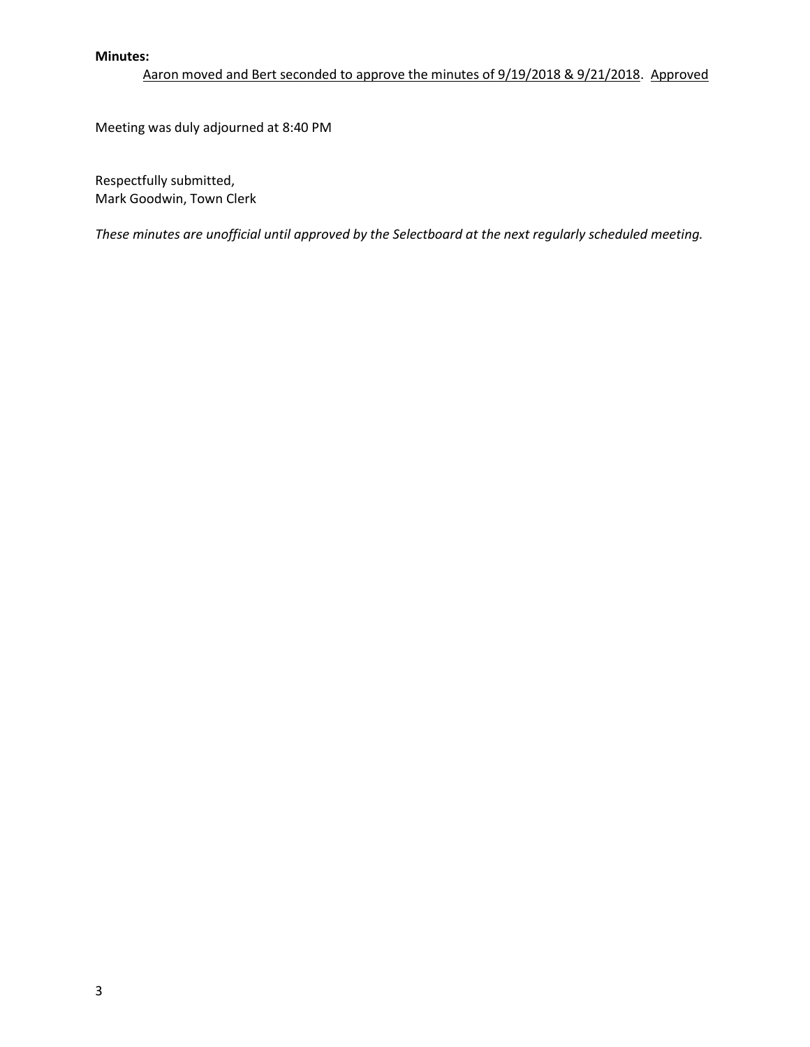**Minutes:**

<u>Aaron moved and Bert seconded to approve the minutes of 9/19/2018 & 9/21/2018</u>. <u>Approved</u>

Meeting was duly adjourned at 8:40 PM

Respectfully submitted,  
Mark Goodwin, Town Clerk

*These minutes are unofficial until approved by the Selectboard at the next regularly scheduled meeting.*